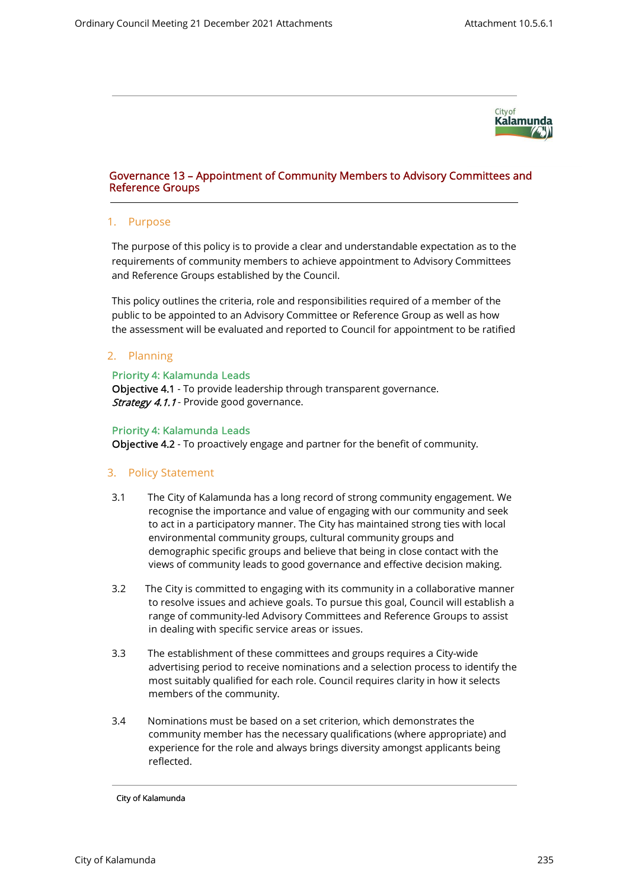# Governance 13 – Appointment of Community Members to Advisory Committees and Reference Groups

## 1. Purpose

The purpose of this policy is to provide a clear and understandable expectation as to the requirements of community members to achieve appointment to Advisory Committees and Reference Groups established by the Council.

This policy outlines the criteria, role and responsibilities required of a member of the public to be appointed to an Advisory Committee or Reference Group as well as how the assessment will be evaluated and reported to Council for appointment to be ratified

## 2. Planning

**Priority 4: Kalamunda Leads**
**Objective 4.1** - To provide leadership through transparent governance.
***Strategy 4.1.1*** - Provide good governance.

**Priority 4: Kalamunda Leads**
**Objective 4.2** - To proactively engage and partner for the benefit of community.

## 3. Policy Statement

3.1 The City of Kalamunda has a long record of strong community engagement. We recognise the importance and value of engaging with our community and seek to act in a participatory manner. The City has maintained strong ties with local environmental community groups, cultural community groups and demographic specific groups and believe that being in close contact with the views of community leads to good governance and effective decision making.

3.2 The City is committed to engaging with its community in a collaborative manner to resolve issues and achieve goals. To pursue this goal, Council will establish a range of community-led Advisory Committees and Reference Groups to assist in dealing with specific service areas or issues.

3.3 The establishment of these committees and groups requires a City-wide advertising period to receive nominations and a selection process to identify the most suitably qualified for each role. Council requires clarity in how it selects members of the community.

3.4 Nominations must be based on a set criterion, which demonstrates the community member has the necessary qualifications (where appropriate) and experience for the role and always brings diversity amongst applicants being reflected.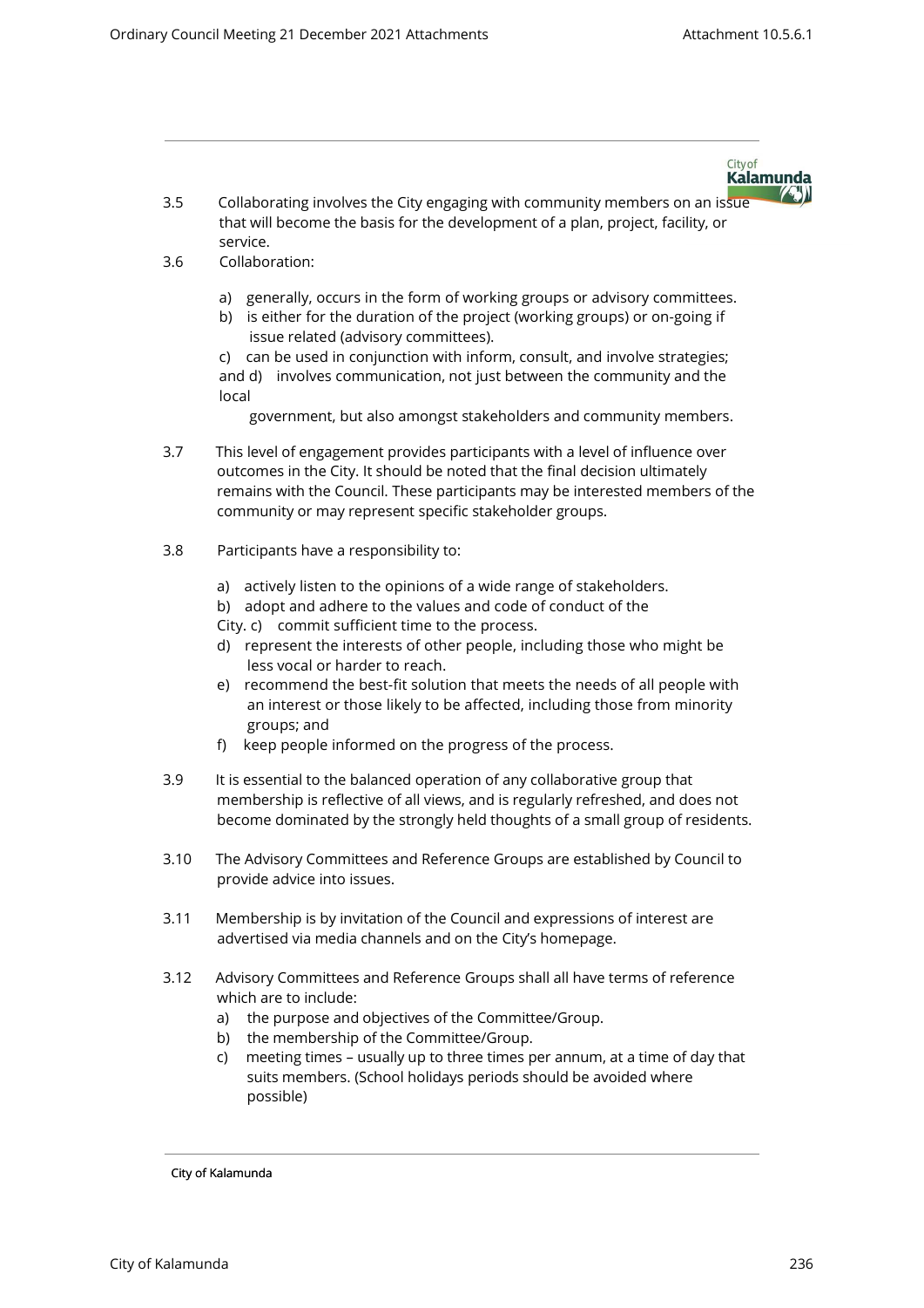3.5 Collaborating involves the City engaging with community members on an issue that will become the basis for the development of a plan, project, facility, or service.

3.6 Collaboration:

a) generally, occurs in the form of working groups or advisory committees.
b) is either for the duration of the project (working groups) or on-going if issue related (advisory committees).
c) can be used in conjunction with inform, consult, and involve strategies; and
d) involves communication, not just between the community and the local government, but also amongst stakeholders and community members.

3.7 This level of engagement provides participants with a level of influence over outcomes in the City. It should be noted that the final decision ultimately remains with the Council. These participants may be interested members of the community or may represent specific stakeholder groups.

3.8 Participants have a responsibility to:

a) actively listen to the opinions of a wide range of stakeholders.
b) adopt and adhere to the values and code of conduct of the City.
c) commit sufficient time to the process.
d) represent the interests of other people, including those who might be less vocal or harder to reach.
e) recommend the best-fit solution that meets the needs of all people with an interest or those likely to be affected, including those from minority groups; and
f) keep people informed on the progress of the process.

3.9 It is essential to the balanced operation of any collaborative group that membership is reflective of all views, and is regularly refreshed, and does not become dominated by the strongly held thoughts of a small group of residents.

3.10 The Advisory Committees and Reference Groups are established by Council to provide advice into issues.

3.11 Membership is by invitation of the Council and expressions of interest are advertised via media channels and on the City's homepage.

3.12 Advisory Committees and Reference Groups shall all have terms of reference which are to include:

a) the purpose and objectives of the Committee/Group.
b) the membership of the Committee/Group.
c) meeting times – usually up to three times per annum, at a time of day that suits members. (School holidays periods should be avoided where possible)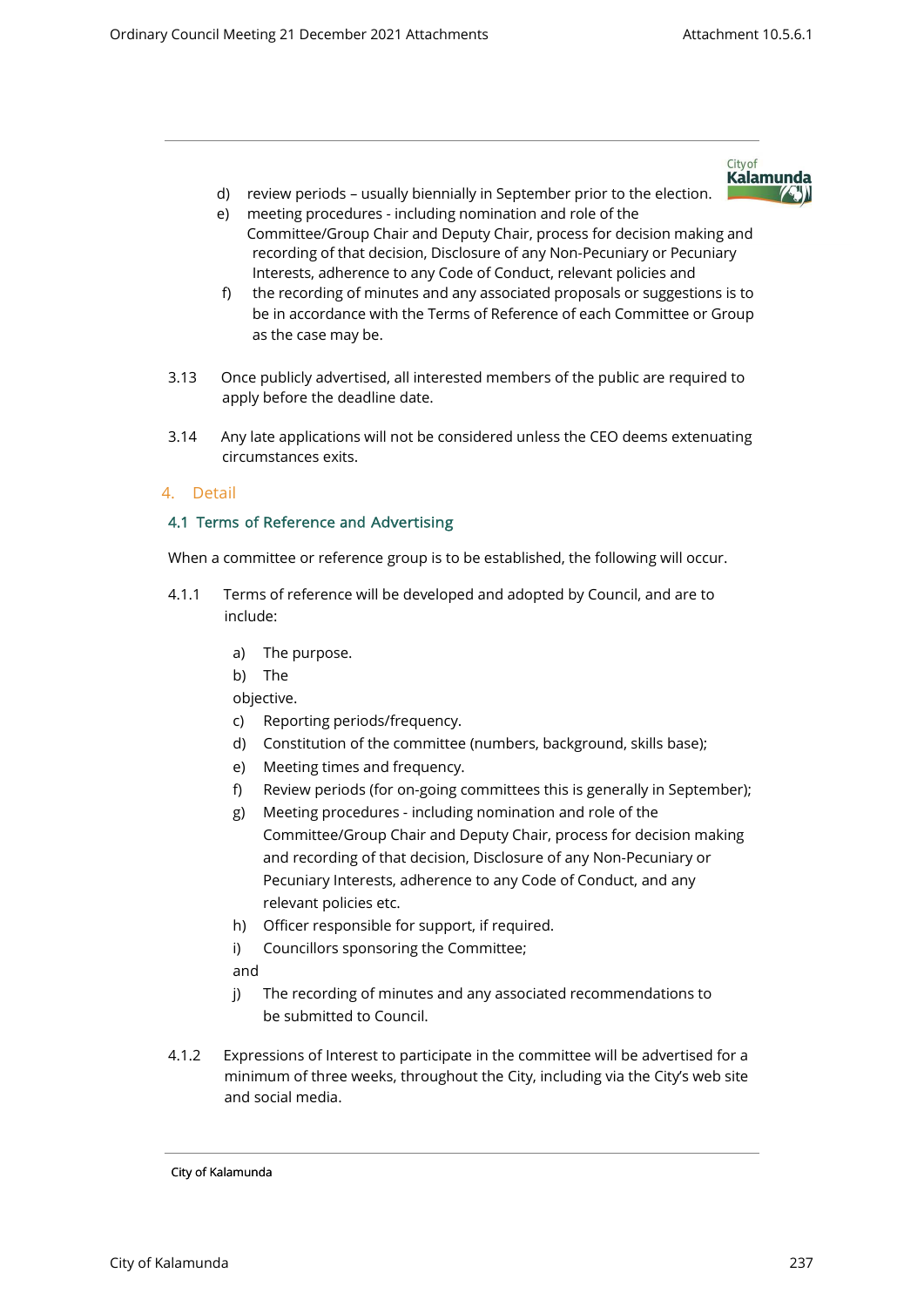d) review periods – usually biennially in September prior to the election.

e) meeting procedures - including nomination and role of the Committee/Group Chair and Deputy Chair, process for decision making and recording of that decision, Disclosure of any Non-Pecuniary or Pecuniary Interests, adherence to any Code of Conduct, relevant policies and

f) the recording of minutes and any associated proposals or suggestions is to be in accordance with the Terms of Reference of each Committee or Group as the case may be.

3.13 Once publicly advertised, all interested members of the public are required to apply before the deadline date.

3.14 Any late applications will not be considered unless the CEO deems extenuating circumstances exits.

## 4. Detail

### 4.1 Terms of Reference and Advertising

When a committee or reference group is to be established, the following will occur.

4.1.1 Terms of reference will be developed and adopted by Council, and are to include:

a) The purpose.

b) The objective.

c) Reporting periods/frequency.

d) Constitution of the committee (numbers, background, skills base);

e) Meeting times and frequency.

f) Review periods (for on-going committees this is generally in September);

g) Meeting procedures - including nomination and role of the Committee/Group Chair and Deputy Chair, process for decision making and recording of that decision, Disclosure of any Non-Pecuniary or Pecuniary Interests, adherence to any Code of Conduct, and any relevant policies etc.

h) Officer responsible for support, if required.

i) Councillors sponsoring the Committee; and

j) The recording of minutes and any associated recommendations to be submitted to Council.

4.1.2 Expressions of Interest to participate in the committee will be advertised for a minimum of three weeks, throughout the City, including via the City's web site and social media.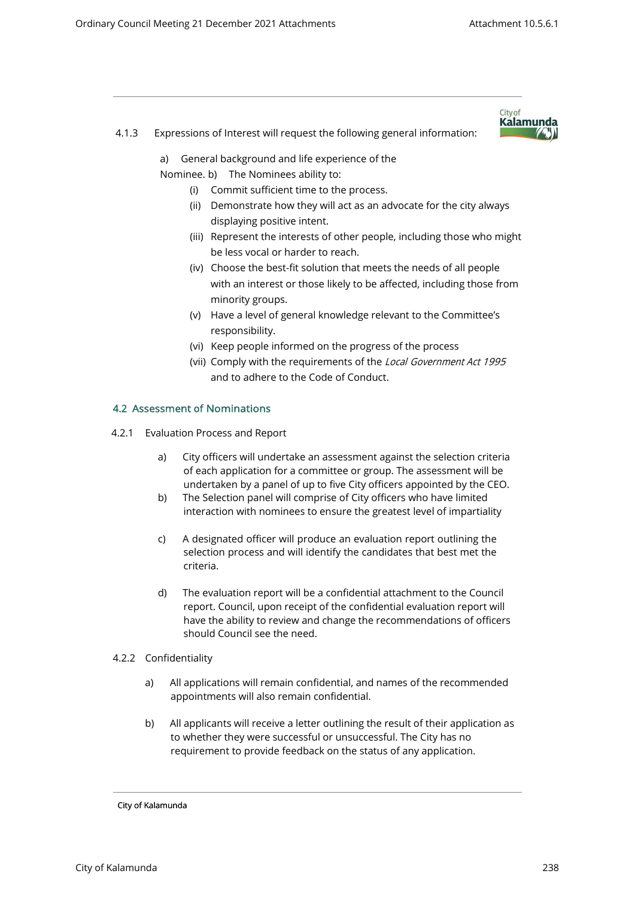4.1.3 Expressions of Interest will request the following general information:

a) General background and life experience of the Nominee.

b) The Nominees ability to:

(i) Commit sufficient time to the process.

(ii) Demonstrate how they will act as an advocate for the city always displaying positive intent.

(iii) Represent the interests of other people, including those who might be less vocal or harder to reach.

(iv) Choose the best-fit solution that meets the needs of all people with an interest or those likely to be affected, including those from minority groups.

(v) Have a level of general knowledge relevant to the Committee's responsibility.

(vi) Keep people informed on the progress of the process

(vii) Comply with the requirements of the *Local Government Act 1995* and to adhere to the Code of Conduct.

## 4.2 Assessment of Nominations

4.2.1 Evaluation Process and Report

a) City officers will undertake an assessment against the selection criteria of each application for a committee or group. The assessment will be undertaken by a panel of up to five City officers appointed by the CEO.

b) The Selection panel will comprise of City officers who have limited interaction with nominees to ensure the greatest level of impartiality

c) A designated officer will produce an evaluation report outlining the selection process and will identify the candidates that best met the criteria.

d) The evaluation report will be a confidential attachment to the Council report. Council, upon receipt of the confidential evaluation report will have the ability to review and change the recommendations of officers should Council see the need.

4.2.2 Confidentiality

a) All applications will remain confidential, and names of the recommended appointments will also remain confidential.

b) All applicants will receive a letter outlining the result of their application as to whether they were successful or unsuccessful. The City has no requirement to provide feedback on the status of any application.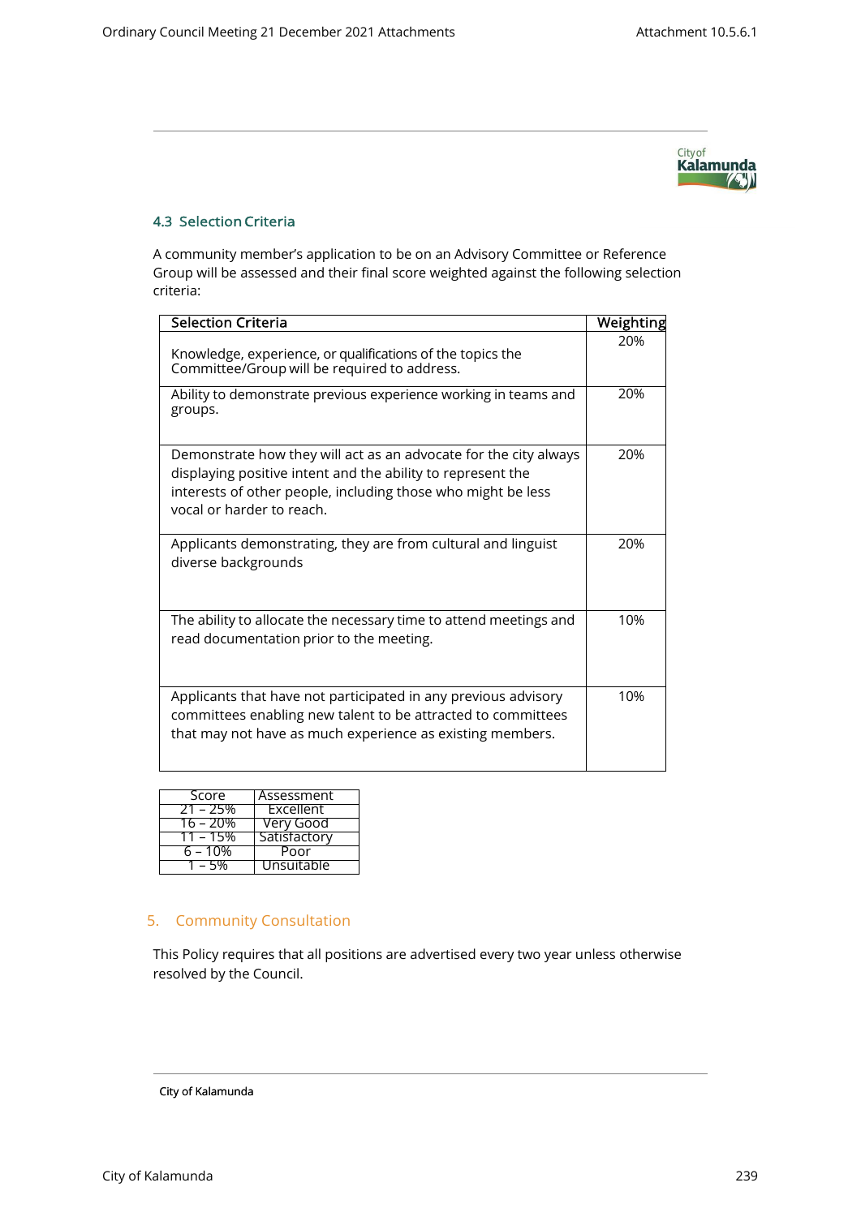### 4.3 Selection Criteria

A community member's application to be on an Advisory Committee or Reference Group will be assessed and their final score weighted against the following selection criteria:

| Selection Criteria | Weighting |
|---|---|
| Knowledge, experience, or qualifications of the topics the Committee/Group will be required to address. | 20% |
| Ability to demonstrate previous experience working in teams and groups. | 20% |
| Demonstrate how they will act as an advocate for the city always displaying positive intent and the ability to represent the interests of other people, including those who might be less vocal or harder to reach. | 20% |
| Applicants demonstrating, they are from cultural and linguist diverse backgrounds | 20% |
| The ability to allocate the necessary time to attend meetings and read documentation prior to the meeting. | 10% |
| Applicants that have not participated in any previous advisory committees enabling new talent to be attracted to committees that may not have as much experience as existing members. | 10% |

| Score | Assessment |
|---|---|
| 21 – 25% | Excellent |
| 16 – 20% | Very Good |
| 11 – 15% | Satisfactory |
| 6 – 10% | Poor |
| 1 – 5% | Unsuitable |

## 5. Community Consultation

This Policy requires that all positions are advertised every two year unless otherwise resolved by the Council.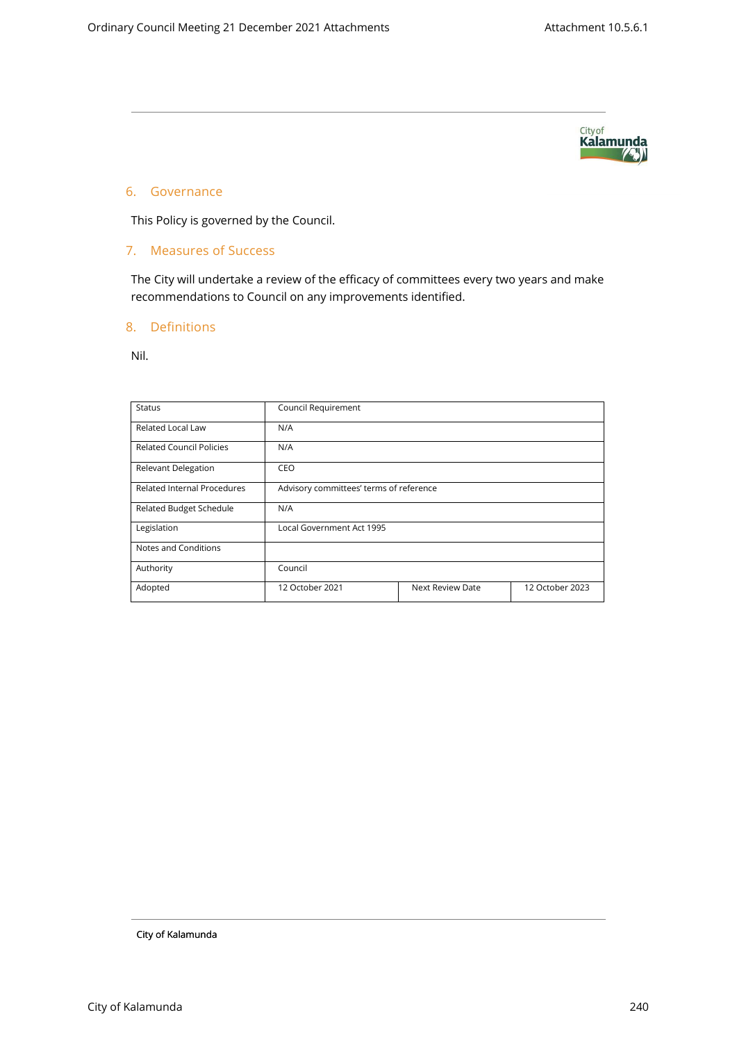## 6. Governance

This Policy is governed by the Council.

## 7. Measures of Success

The City will undertake a review of the efficacy of committees every two years and make recommendations to Council on any improvements identified.

## 8. Definitions

Nil.

| | | | |
|---|---|---|---|
| Status | Council Requirement | | |
| Related Local Law | N/A | | |
| Related Council Policies | N/A | | |
| Relevant Delegation | CEO | | |
| Related Internal Procedures | Advisory committees' terms of reference | | |
| Related Budget Schedule | N/A | | |
| Legislation | Local Government Act 1995 | | |
| Notes and Conditions | | | |
| Authority | Council | | |
| Adopted | 12 October 2021 | Next Review Date | 12 October 2023 |